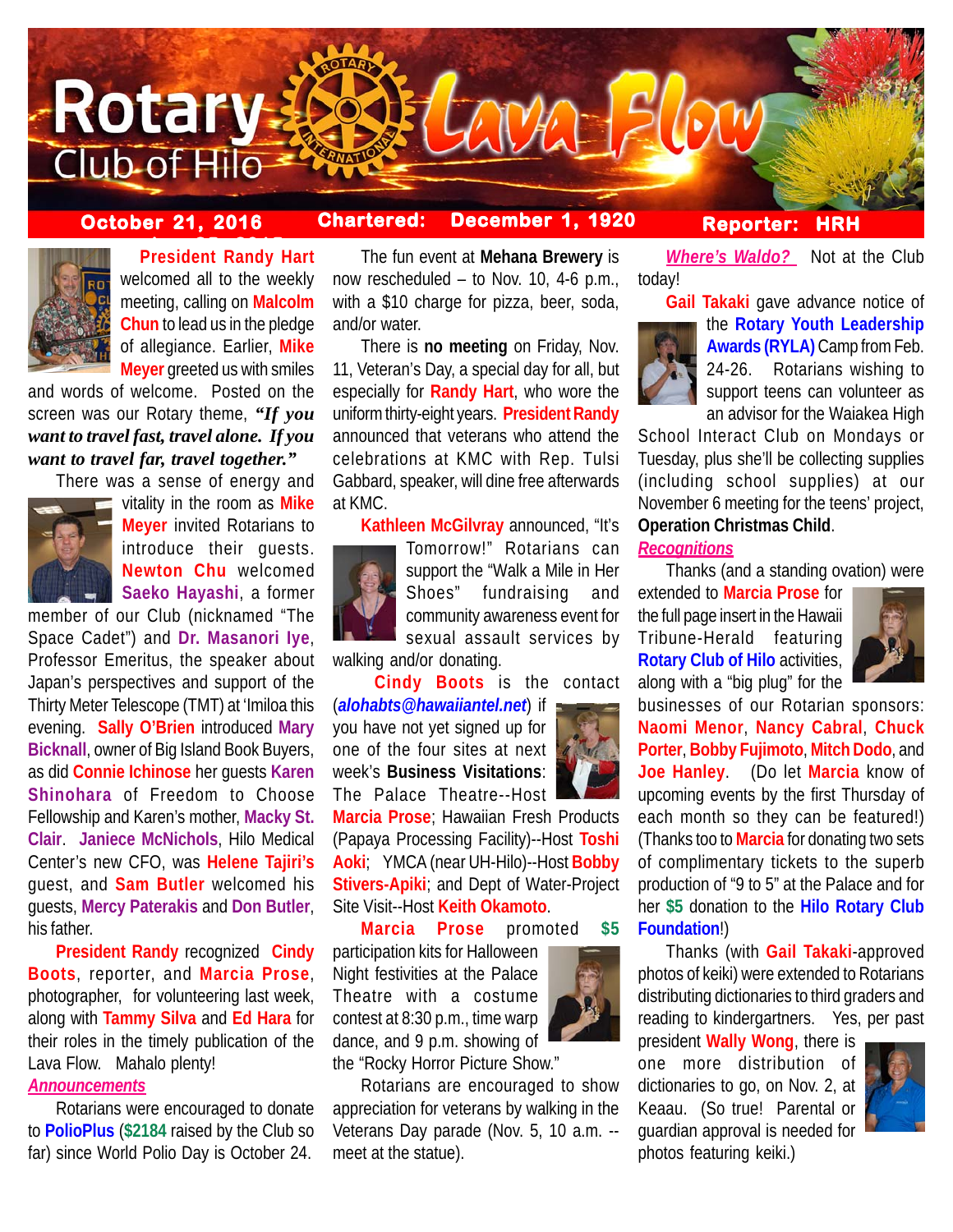# Rotary Club of Hilo Lava Flow

**October 21, 2016** | **Chartered: December 1, 1920** | **Reporter: HRH**

**President Randy Hart** welcomed all to the weekly meeting, calling on **Malcolm Chun** to lead us in the pledge of allegiance. Earlier, **Mike Meyer** greeted us with smiles and words of welcome. Posted on the screen was our Rotary theme, ***"If you want to travel fast, travel alone. If you want to travel far, travel together."***

There was a sense of energy and vitality in the room as **Mike Meyer** invited Rotarians to introduce their guests. **Newton Chu** welcomed **Saeko Hayashi**, a former member of our Club (nicknamed "The Space Cadet") and **Dr. Masanori Iye**, Professor Emeritus, the speaker about Japan's perspectives and support of the Thirty Meter Telescope (TMT) at 'Imiloa this evening. **Sally O'Brien** introduced **Mary Bicknell**, owner of Big Island Book Buyers, as did **Connie Ichinose** her guests **Karen Shinohara** of Freedom to Choose Fellowship and Karen's mother, **Macky St. Clair**. **Janiece McNichols**, Hilo Medical Center's new CFO, was **Helene Tajiri's** guest, and **Sam Butler** welcomed his guests, **Mercy Paterakis** and **Don Butler**, his father.

**President Randy** recognized **Cindy Boots**, reporter, and **Marcia Prose**, photographer, for volunteering last week, along with **Tammy Silva** and **Ed Hara** for their roles in the timely publication of the Lava Flow. Mahalo plenty!

***Announcements***

Rotarians were encouraged to donate to **PolioPlus** (**$2184** raised by the Club so far) since World Polio Day is October 24.

The fun event at **Mehana Brewery** is now rescheduled – to Nov. 10, 4-6 p.m., with a $10 charge for pizza, beer, soda, and/or water.

There is **no meeting** on Friday, Nov. 11, Veteran's Day, a special day for all, but especially for **Randy Hart**, who wore the uniform thirty-eight years. **President Randy** announced that veterans who attend the celebrations at KMC with Rep. Tulsi Gabbard, speaker, will dine free afterwards at KMC.

**Kathleen McGilvray** announced, "It's Tomorrow!" Rotarians can support the "Walk a Mile in Her Shoes" fundraising and community awareness event for sexual assault services by walking and/or donating.

**Cindy Boots** is the contact (***alohabts@hawaiiantel.net***) if you have not yet signed up for one of the four sites at next week's **Business Visitations**: The Palace Theatre--Host **Marcia Prose**; Hawaiian Fresh Products (Papaya Processing Facility)--Host **Toshi Aoki**; YMCA (near UH-Hilo)--Host **Bobby Stivers-Apiki**; and Dept of Water-Project Site Visit--Host **Keith Okamoto**.

**Marcia Prose** promoted **$5** participation kits for Halloween Night festivities at the Palace Theatre with a costume contest at 8:30 p.m., time warp dance, and 9 p.m. showing of the "Rocky Horror Picture Show."

Rotarians are encouraged to show appreciation for veterans by walking in the Veterans Day parade (Nov. 5, 10 a.m. -- meet at the statue).

***Where's Waldo?*** Not at the Club today!

**Gail Takaki** gave advance notice of the **Rotary Youth Leadership Awards (RYLA)** Camp from Feb. 24-26. Rotarians wishing to support teens can volunteer as an advisor for the Waiakea High School Interact Club on Mondays or Tuesday, plus she'll be collecting supplies (including school supplies) at our November 6 meeting for the teens' project, **Operation Christmas Child**.

***Recognitions***

Thanks (and a standing ovation) were extended to **Marcia Prose** for the full page insert in the Hawaii Tribune-Herald featuring **Rotary Club of Hilo** activities, along with a "big plug" for the businesses of our Rotarian sponsors: **Naomi Menor**, **Nancy Cabral**, **Chuck Porter**, **Bobby Fujimoto**, **Mitch Dodo**, and **Joe Hanley**. (Do let **Marcia** know of upcoming events by the first Thursday of each month so they can be featured!) (Thanks too to **Marcia** for donating two sets of complimentary tickets to the superb production of "9 to 5" at the Palace and for her **$5** donation to the **Hilo Rotary Club Foundation**!)

Thanks (with **Gail Takaki**-approved photos of keiki) were extended to Rotarians distributing dictionaries to third graders and reading to kindergartners. Yes, per past president **Wally Wong**, there is one more distribution of dictionaries to go, on Nov. 2, at Keaau. (So true! Parental or guardian approval is needed for photos featuring keiki.)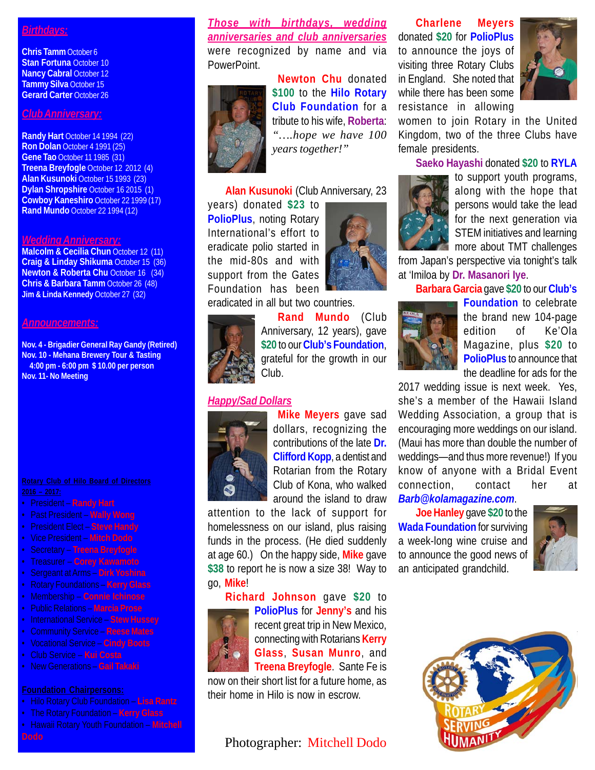## *Birthdays:*

**Chris Tamm** October 6
**Stan Fortuna** October 10
**Nancy Cabral** October 12
**Tammy Silva** October 15
**Gerard Carter** October 26

## *Club Anniversary:*

**Randy Hart** October 14 1994 (22)
**Ron Dolan** October 4 1991 (25)
**Gene Tao** October 11 1985 (31)
**Treena Breyfogle** October 12 2012 (4)
**Alan Kusunoki** October 15 1993 (23)
**Dylan Shropshire** October 16 2015 (1)
**Cowboy Kaneshiro** October 22 1999 (17)
**Rand Mundo** October 22 1994 (12)

## *Wedding Anniversary:*

**Malcolm & Cecilia Chun** October 12 (11)
**Craig & Linday Shikuma** October 15 (36)
**Newton & Roberta Chu** October 16 (34)
**Chris & Barbara Tamm** October 26 (48)
**Jim & Linda Kennedy** October 27 (32)

## *Announcements:*

**Nov. 4 - Brigadier General Ray Gandy (Retired)**
**Nov. 10 - Mehana Brewery Tour & Tasting**
**4:00 pm - 6:00 pm $ 10.00 per person**
**Nov. 11- No Meeting**

**Rotary Club of Hilo Board of Directors**
**2016 – 2017:**

- President – **Randy Hart**
- Past President – **Wally Wong**
- President Elect – **Steve Handy**
- Vice President – **Mitch Dodo**
- Secretary – **Treena Breyfogle**
- Treasurer – **Corey Kawamoto**
- Sergeant at Arms – **Dirk Yoshina**
- Rotary Foundations – **Kerry Glass**
- Membership – **Connie Ichinose**
- Public Relations – **Marcia Prose**
- International Service – **Stew Hussey**
- Community Service – **Reese Mates**
- Vocational Service – **Cindy Boots**
- Club Service – **Kui Costa**
- New Generations – **Gail Takaki**

**Foundation Chairpersons:**

- Hilo Rotary Club Foundation – **Lisa Rantz**
- The Rotary Foundation – **Kerry Glass**
- Hawaii Rotary Youth Foundation – **Mitchell Dodo**

***Those with birthdays, wedding anniversaries and club anniversaries*** were recognized by name and via PowerPoint.

**Newton Chu** donated **$100** to the **Hilo Rotary Club Foundation** for a tribute to his wife, **Roberta**: *"….hope we have 100 years together!"*

**Alan Kusunoki** (Club Anniversary, 23 years) donated **$23** to **PolioPlus**, noting Rotary International's effort to eradicate polio started in the mid-80s and with support from the Gates Foundation has been eradicated in all but two countries.

**Rand Mundo** (Club Anniversary, 12 years), gave **$20** to our **Club's Foundation**, grateful for the growth in our Club.

## *Happy/Sad Dollars*

**Mike Meyers** gave sad dollars, recognizing the contributions of the late **Dr. Clifford Kopp**, a dentist and Rotarian from the Rotary Club of Kona, who walked around the island to draw attention to the lack of support for homelessness on our island, plus raising funds in the process. (He died suddenly at age 60.) On the happy side, **Mike** gave **$38** to report he is now a size 38! Way to go, **Mike**!

**Richard Johnson** gave **$20** to **PolioPlus** for **Jenny's** and his recent great trip in New Mexico, connecting with Rotarians **Kerry Glass**, **Susan Munro**, and **Treena Breyfogle**. Sante Fe is now on their short list for a future home, as their home in Hilo is now in escrow.

**Charlene Meyers** donated **$20** for **PolioPlus** to announce the joys of visiting three Rotary Clubs in England. She noted that while there has been some resistance in allowing women to join Rotary in the United Kingdom, two of the three Clubs have female presidents.

**Saeko Hayashi** donated **$20** to **RYLA** to support youth programs, along with the hope that persons would take the lead for the next generation via STEM initiatives and learning more about TMT challenges from Japan's perspective via tonight's talk at 'Imiloa by **Dr. Masanori Iye**.

**Barbara Garcia** gave **$20** to our **Club's Foundation** to celebrate the brand new 104-page edition of Ke'Ola Magazine, plus **$20** to **PolioPlus** to announce that the deadline for ads for the 2017 wedding issue is next week. Yes, she's a member of the Hawaii Island Wedding Association, a group that is encouraging more weddings on our island. (Maui has more than double the number of weddings—and thus more revenue!) If you know of anyone with a Bridal Event connection, contact her at ***Barb@kolamagazine.com***.

**Joe Hanley** gave **$20** to the **Wada Foundation** for surviving a week-long wine cruise and to announce the good news of an anticipated grandchild.

Photographer: Mitchell Dodo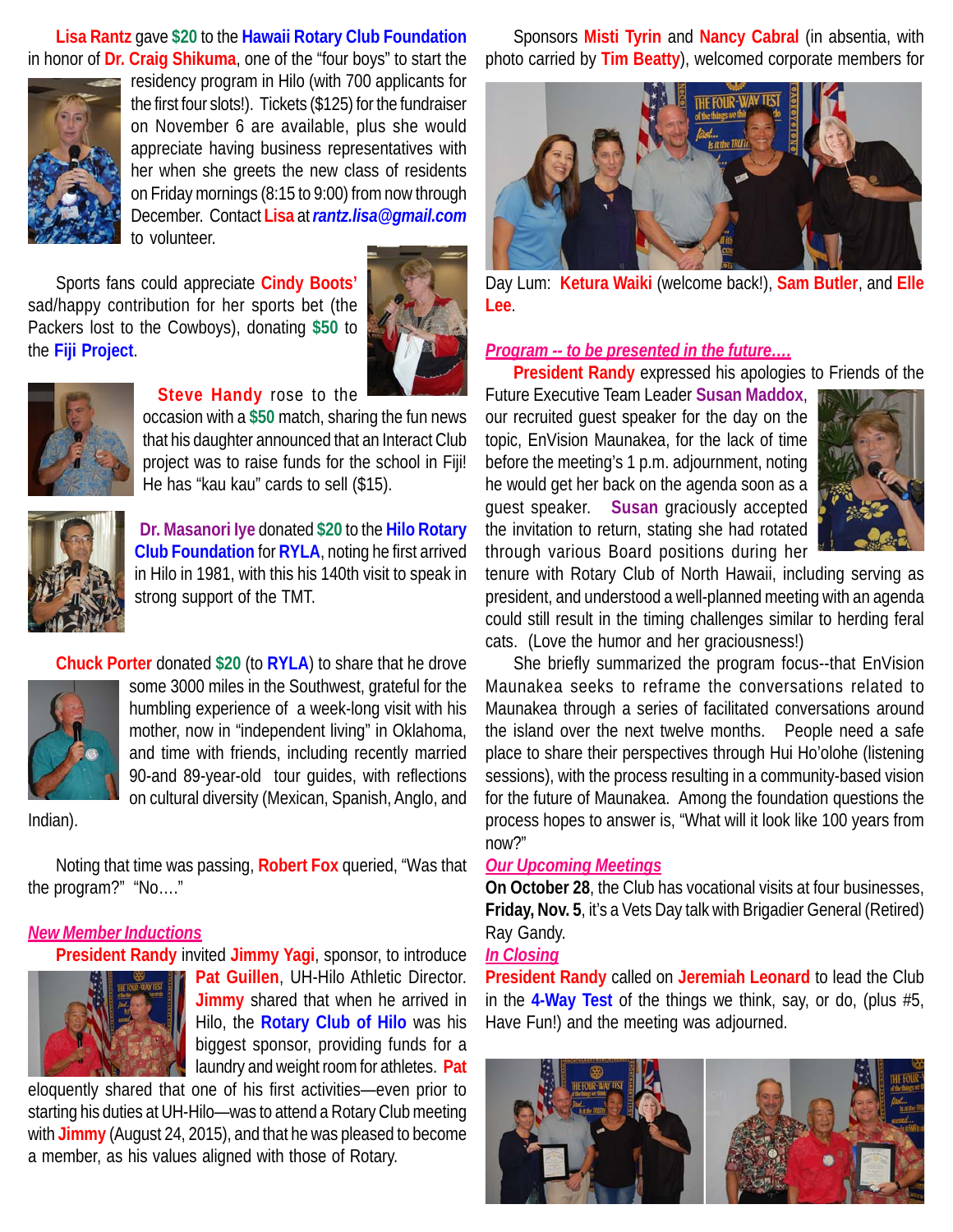**Lisa Rantz** gave **$20** to the **Hawaii Rotary Club Foundation** in honor of **Dr. Craig Shikuma**, one of the "four boys" to start the residency program in Hilo (with 700 applicants for the first four slots!). Tickets ($125) for the fundraiser on November 6 are available, plus she would appreciate having business representatives with her when she greets the new class of residents on Friday mornings (8:15 to 9:00) from now through December. Contact **Lisa** at ***rantz.lisa@gmail.com*** to volunteer.

Sports fans could appreciate **Cindy Boots'** sad/happy contribution for her sports bet (the Packers lost to the Cowboys), donating **$50** to the **Fiji Project**.

**Steve Handy** rose to the occasion with a **$50** match, sharing the fun news that his daughter announced that an Interact Club project was to raise funds for the school in Fiji! He has "kau kau" cards to sell ($15).

**Dr. Masanori Iye** donated **$20** to the **Hilo Rotary Club Foundation** for **RYLA**, noting he first arrived in Hilo in 1981, with this his 140th visit to speak in strong support of the TMT.

**Chuck Porter** donated **$20** (to **RYLA**) to share that he drove some 3000 miles in the Southwest, grateful for the humbling experience of a week-long visit with his mother, now in "independent living" in Oklahoma, and time with friends, including recently married 90-and 89-year-old tour guides, with reflections on cultural diversity (Mexican, Spanish, Anglo, and Indian).

Noting that time was passing, **Robert Fox** queried, "Was that the program?" "No…."

***New Member Inductions***

**President Randy** invited **Jimmy Yagi**, sponsor, to introduce **Pat Guillen**, UH-Hilo Athletic Director. **Jimmy** shared that when he arrived in Hilo, the **Rotary Club of Hilo** was his biggest sponsor, providing funds for a laundry and weight room for athletes. **Pat** eloquently shared that one of his first activities—even prior to starting his duties at UH-Hilo—was to attend a Rotary Club meeting with **Jimmy** (August 24, 2015), and that he was pleased to become a member, as his values aligned with those of Rotary.

Sponsors **Misti Tyrin** and **Nancy Cabral** (in absentia, with photo carried by **Tim Beatty**), welcomed corporate members for Day Lum: **Ketura Waiki** (welcome back!), **Sam Butler**, and **Elle Lee**.

***Program -- to be presented in the future….***

**President Randy** expressed his apologies to Friends of the Future Executive Team Leader **Susan Maddox**, our recruited guest speaker for the day on the topic, EnVision Maunakea, for the lack of time before the meeting's 1 p.m. adjournment, noting he would get her back on the agenda soon as a guest speaker. **Susan** graciously accepted the invitation to return, stating she had rotated through various Board positions during her tenure with Rotary Club of North Hawaii, including serving as president, and understood a well-planned meeting with an agenda could still result in the timing challenges similar to herding feral cats. (Love the humor and her graciousness!)

She briefly summarized the program focus--that EnVision Maunakea seeks to reframe the conversations related to Maunakea through a series of facilitated conversations around the island over the next twelve months. People need a safe place to share their perspectives through Hui Ho'olohe (listening sessions), with the process resulting in a community-based vision for the future of Maunakea. Among the foundation questions the process hopes to answer is, "What will it look like 100 years from now?"

***Our Upcoming Meetings***

**On October 28**, the Club has vocational visits at four businesses, **Friday, Nov. 5**, it's a Vets Day talk with Brigadier General (Retired) Ray Gandy.

***In Closing***

**President Randy** called on **Jeremiah Leonard** to lead the Club in the **4-Way Test** of the things we think, say, or do, (plus #5, Have Fun!) and the meeting was adjourned.